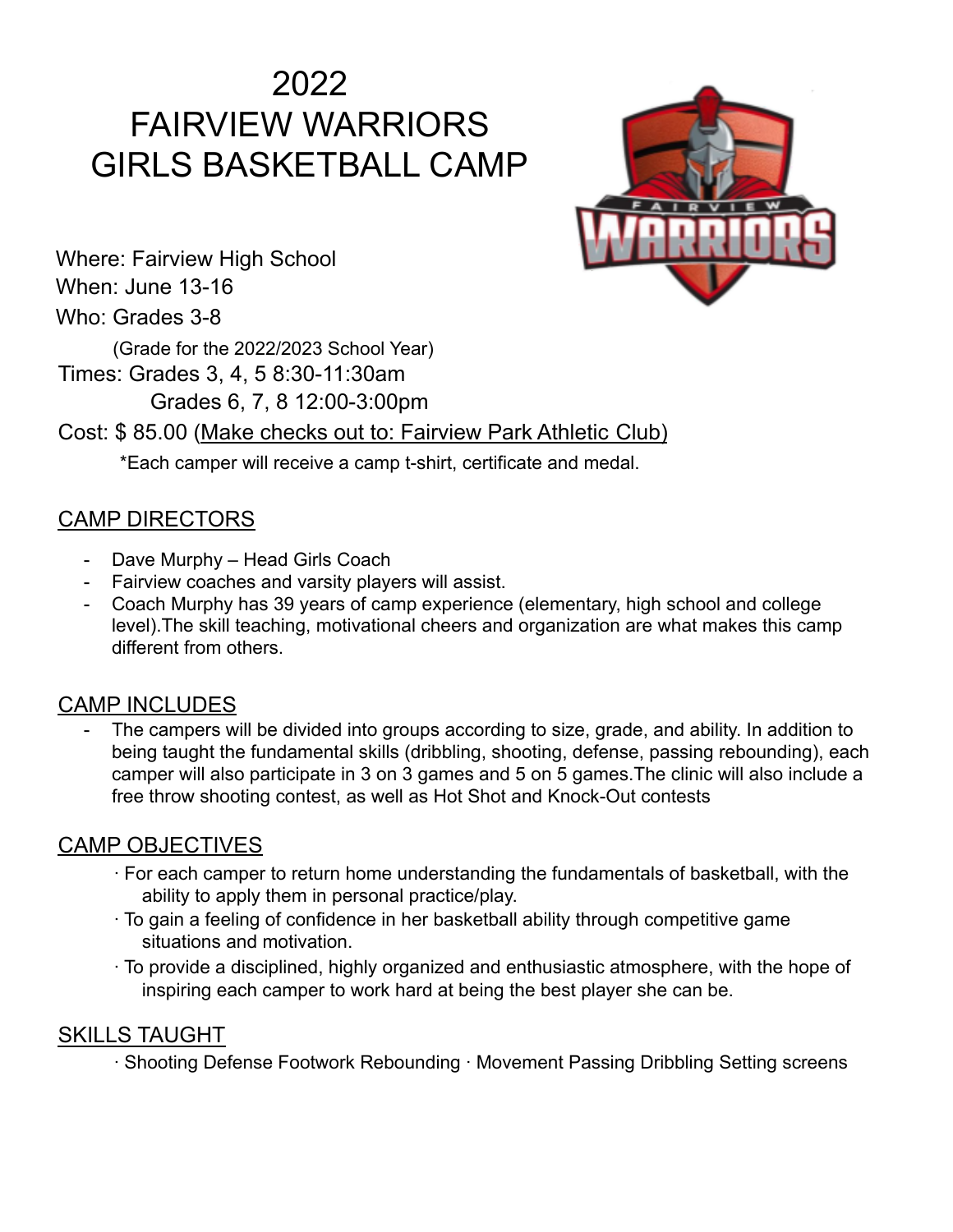# 2022
# FAIRVIEW WARRIORS
# GIRLS BASKETBALL CAMP

Where: Fairview High School
When: June 13-16
Who: Grades 3-8
(Grade for the 2022/2023 School Year)
Times: Grades 3, 4, 5 8:30-11:30am
Grades 6, 7, 8 12:00-3:00pm
Cost: $ 85.00 (Make checks out to: Fairview Park Athletic Club)
*Each camper will receive a camp t-shirt, certificate and medal.

## CAMP DIRECTORS

- Dave Murphy – Head Girls Coach
- Fairview coaches and varsity players will assist.
- Coach Murphy has 39 years of camp experience (elementary, high school and college level).The skill teaching, motivational cheers and organization are what makes this camp different from others.

## CAMP INCLUDES

- The campers will be divided into groups according to size, grade, and ability. In addition to being taught the fundamental skills (dribbling, shooting, defense, passing rebounding), each camper will also participate in 3 on 3 games and 5 on 5 games.The clinic will also include a free throw shooting contest, as well as Hot Shot and Knock-Out contests

## CAMP OBJECTIVES

· For each camper to return home understanding the fundamentals of basketball, with the ability to apply them in personal practice/play.
· To gain a feeling of confidence in her basketball ability through competitive game situations and motivation.
· To provide a disciplined, highly organized and enthusiastic atmosphere, with the hope of inspiring each camper to work hard at being the best player she can be.

## SKILLS TAUGHT

· Shooting Defense Footwork Rebounding · Movement Passing Dribbling Setting screens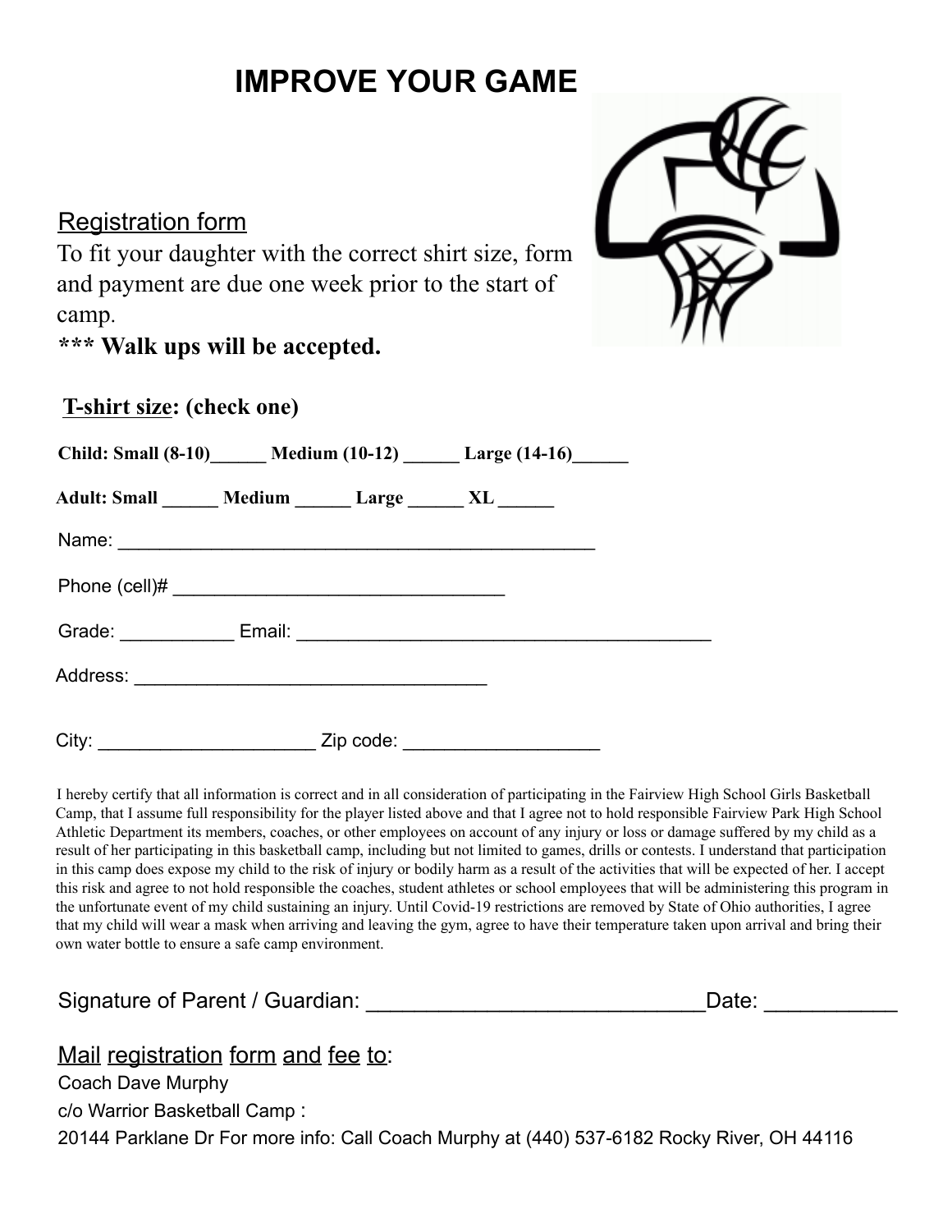# IMPROVE YOUR GAME

Registration form

To fit your daughter with the correct shirt size, form and payment are due one week prior to the start of camp.

**\*\*\* Walk ups will be accepted.**

**T-shirt size: (check one)**

**Child: Small (8-10)______ Medium (10-12) ______ Large (14-16)______**

**Adult: Small ______ Medium ______ Large ______ XL ______**

Name: _______________________________________________

Phone (cell)# _________________________________

Grade: ___________ Email: _________________________________________

Address: ___________________________________

City: _____________________ Zip code: ___________________

I hereby certify that all information is correct and in all consideration of participating in the Fairview High School Girls Basketball Camp, that I assume full responsibility for the player listed above and that I agree not to hold responsible Fairview Park High School Athletic Department its members, coaches, or other employees on account of any injury or loss or damage suffered by my child as a result of her participating in this basketball camp, including but not limited to games, drills or contests. I understand that participation in this camp does expose my child to the risk of injury or bodily harm as a result of the activities that will be expected of her. I accept this risk and agree to not hold responsible the coaches, student athletes or school employees that will be administering this program in the unfortunate event of my child sustaining an injury. Until Covid-19 restrictions are removed by State of Ohio authorities, I agree that my child will wear a mask when arriving and leaving the gym, agree to have their temperature taken upon arrival and bring their own water bottle to ensure a safe camp environment.

Signature of Parent / Guardian: _____________________________Date: ___________

Mail registration form and fee to:

Coach Dave Murphy

c/o Warrior Basketball Camp :

20144 Parklane Dr For more info: Call Coach Murphy at (440) 537-6182 Rocky River, OH 44116